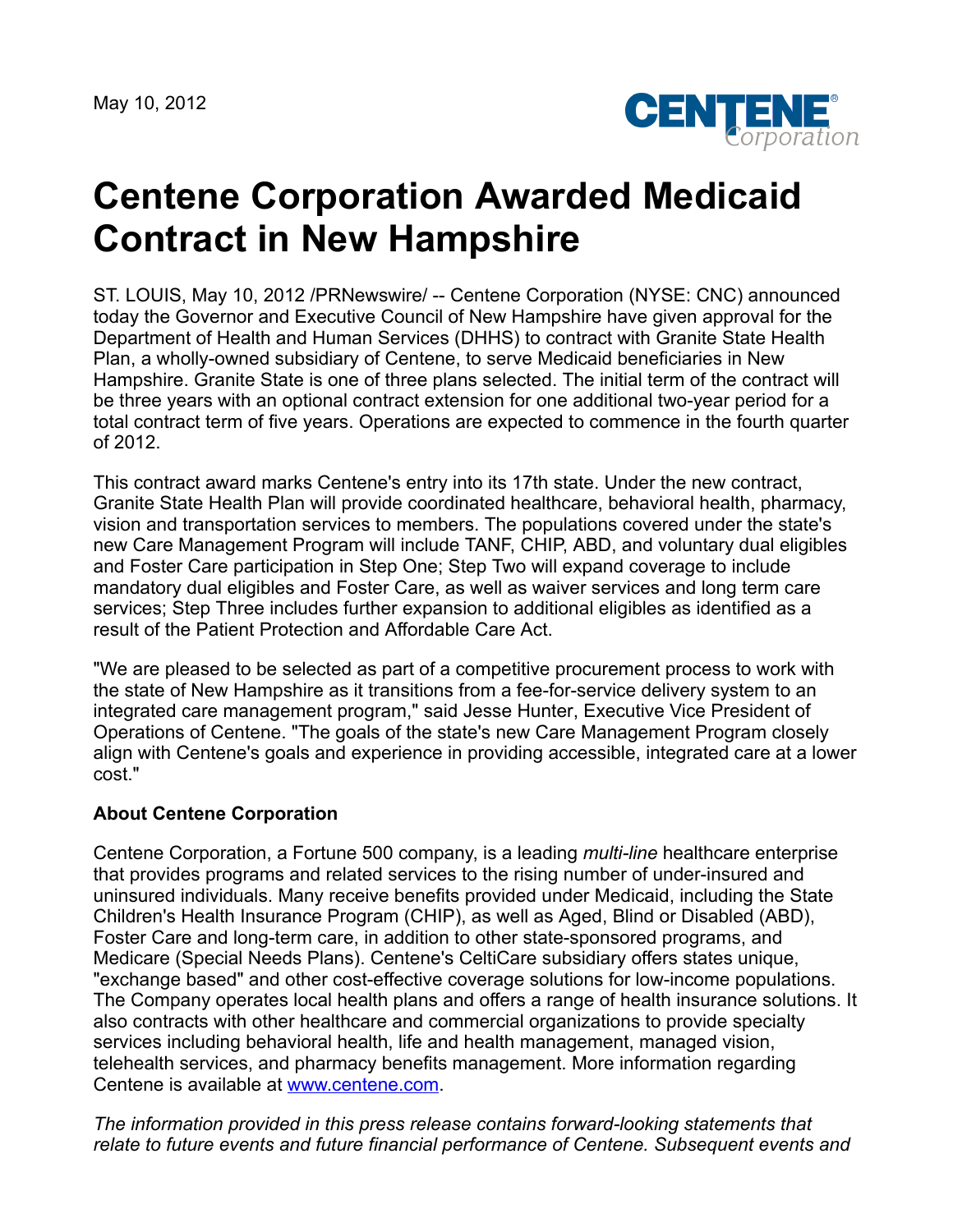May 10, 2012

CENTENE Corporation

# Centene Corporation Awarded Medicaid Contract in New Hampshire

ST. LOUIS, May 10, 2012 /PRNewswire/ -- Centene Corporation (NYSE: CNC) announced today the Governor and Executive Council of New Hampshire have given approval for the Department of Health and Human Services (DHHS) to contract with Granite State Health Plan, a wholly-owned subsidiary of Centene, to serve Medicaid beneficiaries in New Hampshire. Granite State is one of three plans selected. The initial term of the contract will be three years with an optional contract extension for one additional two-year period for a total contract term of five years. Operations are expected to commence in the fourth quarter of 2012.

This contract award marks Centene's entry into its 17th state. Under the new contract, Granite State Health Plan will provide coordinated healthcare, behavioral health, pharmacy, vision and transportation services to members. The populations covered under the state's new Care Management Program will include TANF, CHIP, ABD, and voluntary dual eligibles and Foster Care participation in Step One; Step Two will expand coverage to include mandatory dual eligibles and Foster Care, as well as waiver services and long term care services; Step Three includes further expansion to additional eligibles as identified as a result of the Patient Protection and Affordable Care Act.

"We are pleased to be selected as part of a competitive procurement process to work with the state of New Hampshire as it transitions from a fee-for-service delivery system to an integrated care management program," said Jesse Hunter, Executive Vice President of Operations of Centene. "The goals of the state's new Care Management Program closely align with Centene's goals and experience in providing accessible, integrated care at a lower cost."

**About Centene Corporation**

Centene Corporation, a Fortune 500 company, is a leading *multi-line* healthcare enterprise that provides programs and related services to the rising number of under-insured and uninsured individuals. Many receive benefits provided under Medicaid, including the State Children's Health Insurance Program (CHIP), as well as Aged, Blind or Disabled (ABD), Foster Care and long-term care, in addition to other state-sponsored programs, and Medicare (Special Needs Plans). Centene's CeltiCare subsidiary offers states unique, "exchange based" and other cost-effective coverage solutions for low-income populations. The Company operates local health plans and offers a range of health insurance solutions. It also contracts with other healthcare and commercial organizations to provide specialty services including behavioral health, life and health management, managed vision, telehealth services, and pharmacy benefits management. More information regarding Centene is available at [www.centene.com](http://www.centene.com).

*The information provided in this press release contains forward-looking statements that relate to future events and future financial performance of Centene. Subsequent events and*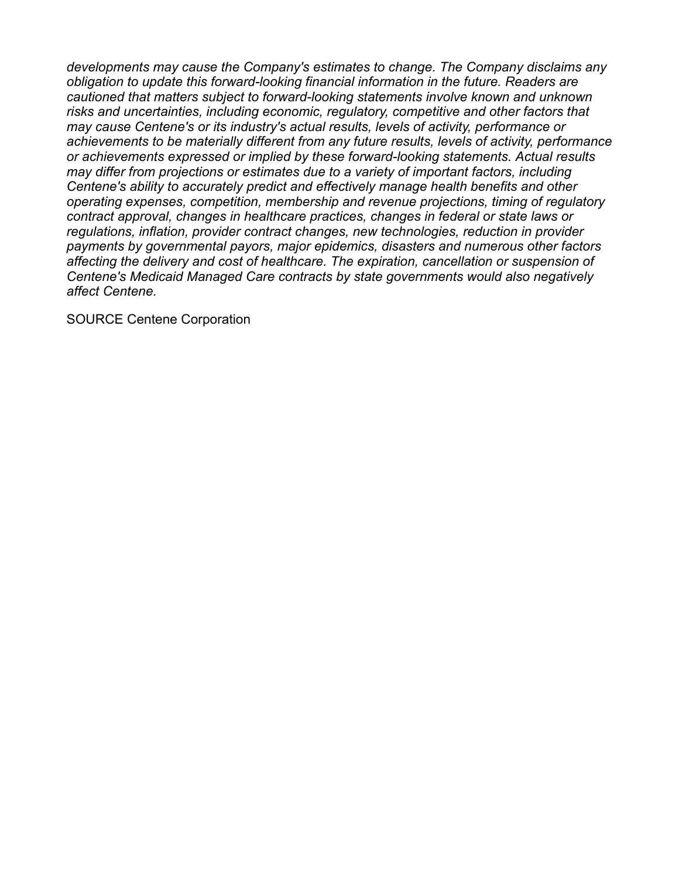*developments may cause the Company's estimates to change. The Company disclaims any obligation to update this forward-looking financial information in the future. Readers are cautioned that matters subject to forward-looking statements involve known and unknown risks and uncertainties, including economic, regulatory, competitive and other factors that may cause Centene's or its industry's actual results, levels of activity, performance or achievements to be materially different from any future results, levels of activity, performance or achievements expressed or implied by these forward-looking statements. Actual results may differ from projections or estimates due to a variety of important factors, including Centene's ability to accurately predict and effectively manage health benefits and other operating expenses, competition, membership and revenue projections, timing of regulatory contract approval, changes in healthcare practices, changes in federal or state laws or regulations, inflation, provider contract changes, new technologies, reduction in provider payments by governmental payors, major epidemics, disasters and numerous other factors affecting the delivery and cost of healthcare. The expiration, cancellation or suspension of Centene's Medicaid Managed Care contracts by state governments would also negatively affect Centene.*

SOURCE Centene Corporation